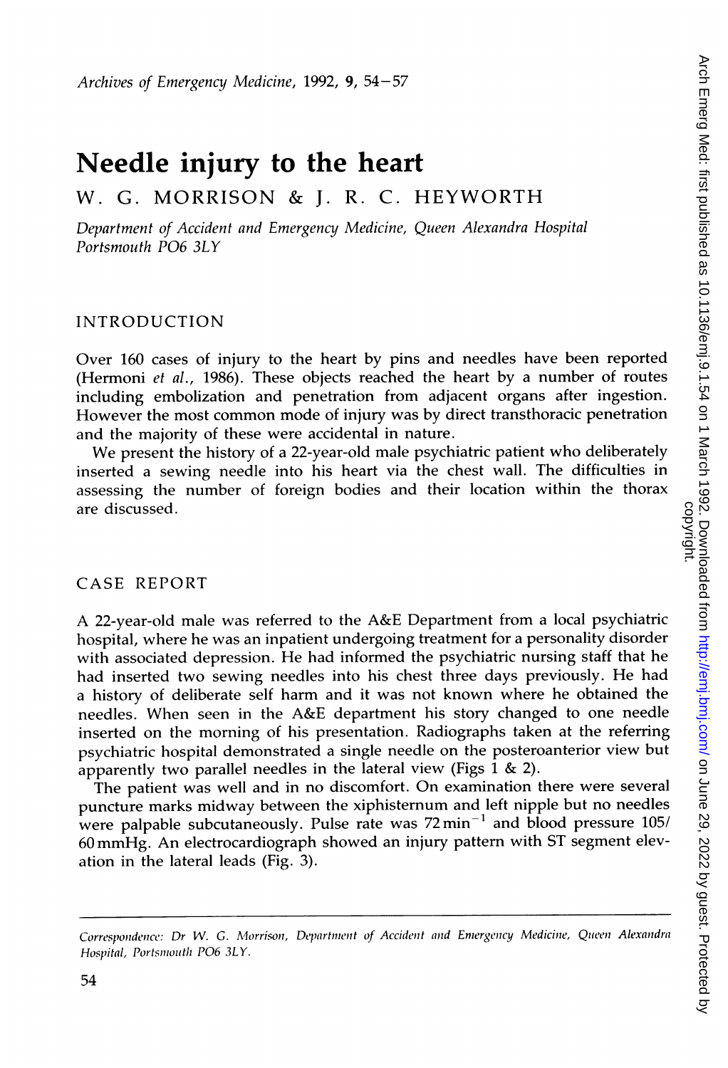# Needle injury to the heart

W. G. MORRISON & J. R. C. HEYWORTH

*Department of Accident and Emergency Medicine, Queen Alexandra Hospital Portsmouth PO6 3LY*

## INTRODUCTION

Over 160 cases of injury to the heart by pins and needles have been reported (Hermoni *et al.*, 1986). These objects reached the heart by a number of routes including embolization and penetration from adjacent organs after ingestion. However the most common mode of injury was by direct transthoracic penetration and the majority of these were accidental in nature.

We present the history of a 22-year-old male psychiatric patient who deliberately inserted a sewing needle into his heart via the chest wall. The difficulties in assessing the number of foreign bodies and their location within the thorax are discussed.

## CASE REPORT

A 22-year-old male was referred to the A&E Department from a local psychiatric hospital, where he was an inpatient undergoing treatment for a personality disorder with associated depression. He had informed the psychiatric nursing staff that he had inserted two sewing needles into his chest three days previously. He had a history of deliberate self harm and it was not known where he obtained the needles. When seen in the A&E department his story changed to one needle inserted on the morning of his presentation. Radiographs taken at the referring psychiatric hospital demonstrated a single needle on the posteroanterior view but apparently two parallel needles in the lateral view (Figs 1 & 2).

The patient was well and in no discomfort. On examination there were several puncture marks midway between the xiphisternum and left nipple but no needles were palpable subcutaneously. Pulse rate was $72\,\text{min}^{-1}$ and blood pressure 105/60 mmHg. An electrocardiograph showed an injury pattern with ST segment elevation in the lateral leads (Fig. 3).

*Correspondence:* Dr W. G. Morrison, Department of Accident and Emergency Medicine, Queen Alexandra Hospital, Portsmouth PO6 3LY.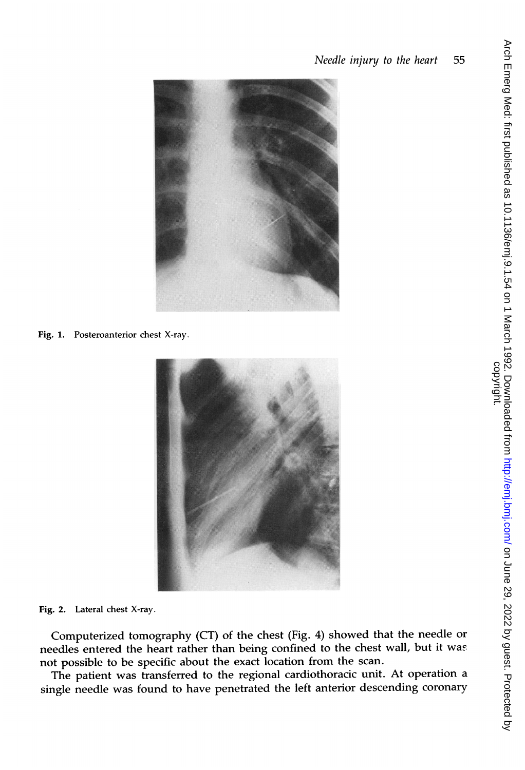Fig. 1. Posteroanterior chest X-ray.

Fig. 2. Lateral chest X-ray.

Computerized tomography (CT) of the chest (Fig. 4) showed that the needle or needles entered the heart rather than being confined to the chest wall, but it was not possible to be specific about the exact location from the scan.

The patient was transferred to the regional cardiothoracic unit. At operation a single needle was found to have penetrated the left anterior descending coronary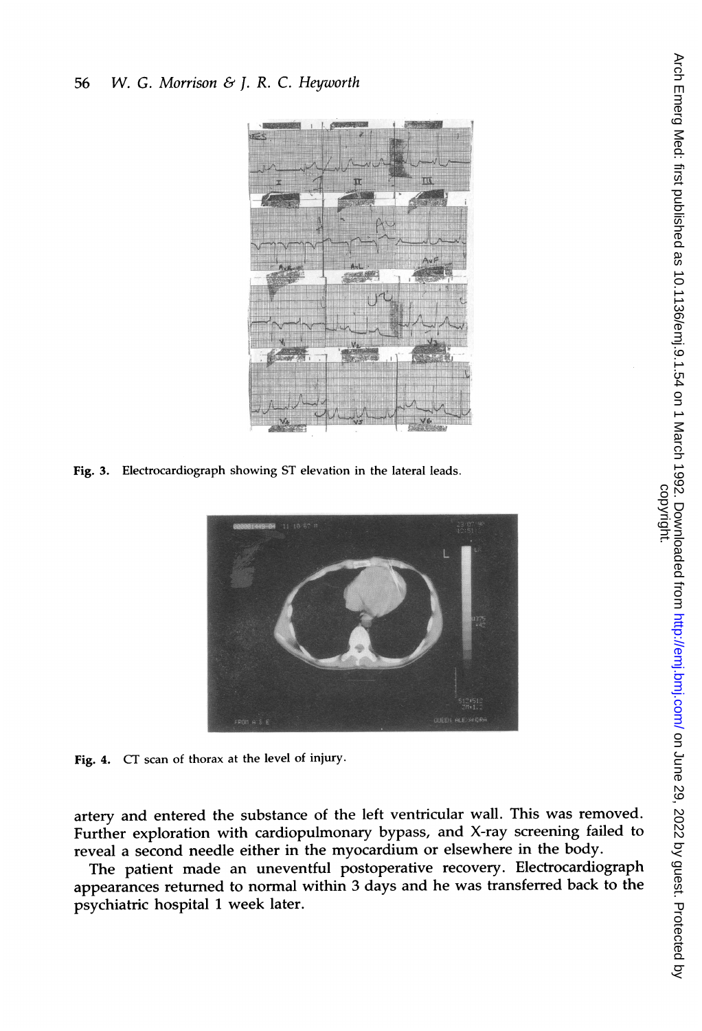Fig. 3. Electrocardiograph showing ST elevation in the lateral leads.

Fig. 4. CT scan of thorax at the level of injury.

artery and entered the substance of the left ventricular wall. This was removed. Further exploration with cardiopulmonary bypass, and X-ray screening failed to reveal a second needle either in the myocardium or elsewhere in the body.

The patient made an uneventful postoperative recovery. Electrocardiograph appearances returned to normal within 3 days and he was transferred back to the psychiatric hospital 1 week later.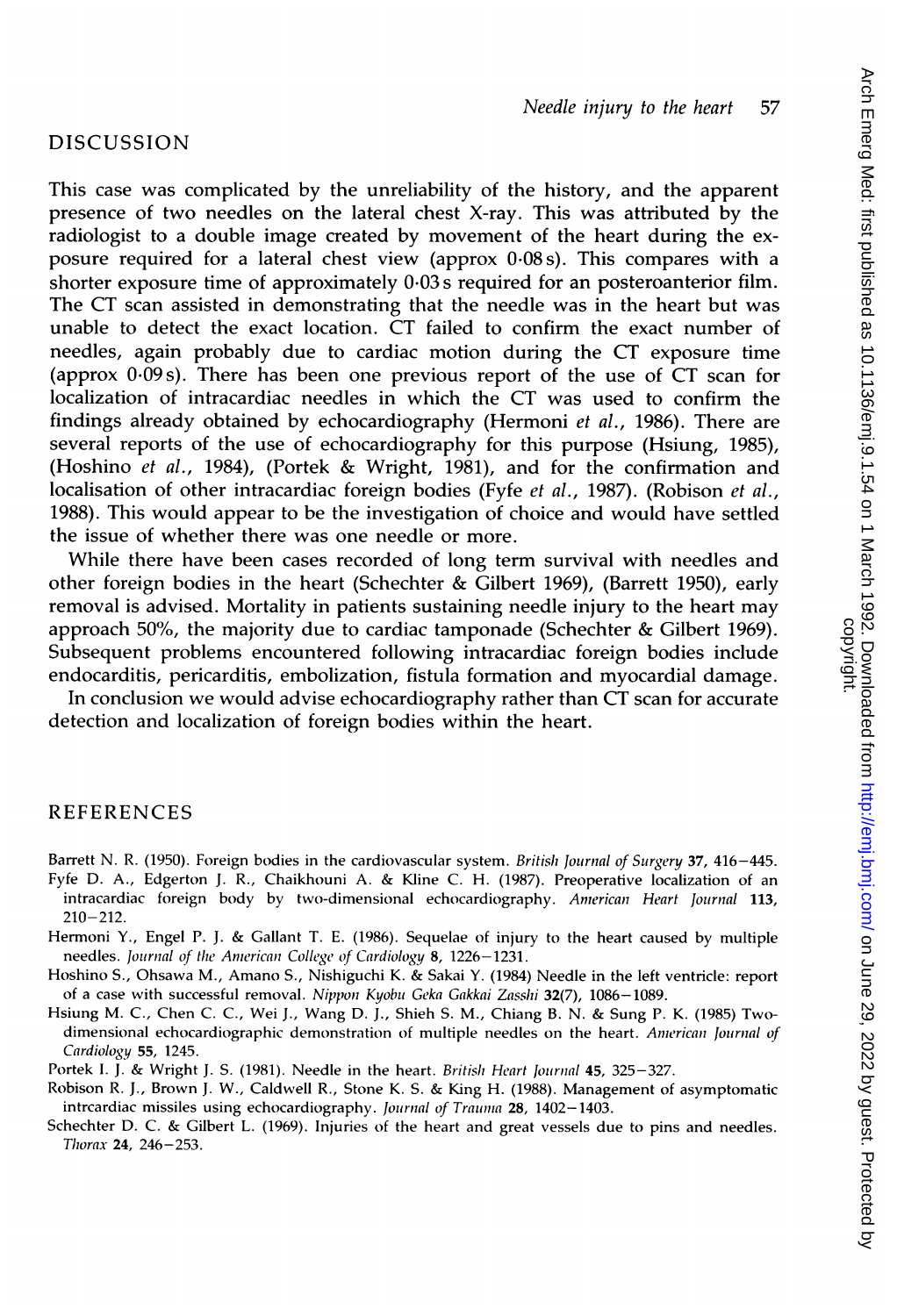## DISCUSSION

This case was complicated by the unreliability of the history, and the apparent presence of two needles on the lateral chest X-ray. This was attributed by the radiologist to a double image created by movement of the heart during the exposure required for a lateral chest view (approx 0·08 s). This compares with a shorter exposure time of approximately 0·03 s required for an posteroanterior film. The CT scan assisted in demonstrating that the needle was in the heart but was unable to detect the exact location. CT failed to confirm the exact number of needles, again probably due to cardiac motion during the CT exposure time (approx 0·09 s). There has been one previous report of the use of CT scan for localization of intracardiac needles in which the CT was used to confirm the findings already obtained by echocardiography (Hermoni *et al.*, 1986). There are several reports of the use of echocardiography for this purpose (Hsiung, 1985), (Hoshino *et al.*, 1984), (Portek & Wright, 1981), and for the confirmation and localisation of other intracardiac foreign bodies (Fyfe *et al.*, 1987). (Robison *et al.*, 1988). This would appear to be the investigation of choice and would have settled the issue of whether there was one needle or more.

While there have been cases recorded of long term survival with needles and other foreign bodies in the heart (Schechter & Gilbert 1969), (Barrett 1950), early removal is advised. Mortality in patients sustaining needle injury to the heart may approach 50%, the majority due to cardiac tamponade (Schechter & Gilbert 1969). Subsequent problems encountered following intracardiac foreign bodies include endocarditis, pericarditis, embolization, fistula formation and myocardial damage.

In conclusion we would advise echocardiography rather than CT scan for accurate detection and localization of foreign bodies within the heart.

## REFERENCES

Barrett N. R. (1950). Foreign bodies in the cardiovascular system. *British Journal of Surgery* **37**, 416–445.

Fyfe D. A., Edgerton J. R., Chaikhouni A. & Kline C. H. (1987). Preoperative localization of an intracardiac foreign body by two-dimensional echocardiography. *American Heart Journal* **113**, 210–212.

Hermoni Y., Engel P. J. & Gallant T. E. (1986). Sequelae of injury to the heart caused by multiple needles. *Journal of the American College of Cardiology* **8**, 1226–1231.

Hoshino S., Ohsawa M., Amano S., Nishiguchi K. & Sakai Y. (1984) Needle in the left ventricle: report of a case with successful removal. *Nippon Kyobu Geka Gakkai Zasshi* **32**(7), 1086–1089.

Hsiung M. C., Chen C. C., Wei J., Wang D. J., Shieh S. M., Chiang B. N. & Sung P. K. (1985) Two-dimensional echocardiographic demonstration of multiple needles on the heart. *American Journal of Cardiology* **55**, 1245.

Portek I. J. & Wright J. S. (1981). Needle in the heart. *British Heart Journal* **45**, 325–327.

Robison R. J., Brown J. W., Caldwell R., Stone K. S. & King H. (1988). Management of asymptomatic intrcardiac missiles using echocardiography. *Journal of Trauma* **28**, 1402–1403.

Schechter D. C. & Gilbert L. (1969). Injuries of the heart and great vessels due to pins and needles. *Thorax* **24**, 246–253.